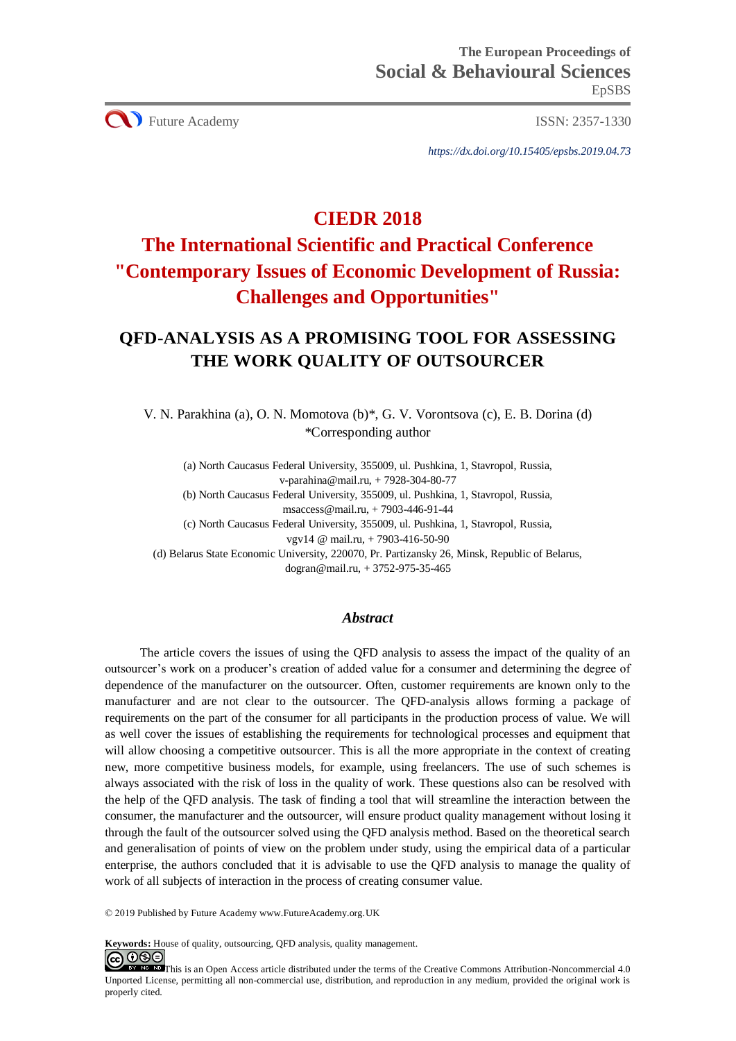The European Proceedings of
**Social & Behavioural Sciences**
EpSBS

Future Academy | ISSN: 2357-1330

*https://dx.doi.org/10.15405/epsbs.2019.04.73*

# CIEDR 2018
# The International Scientific and Practical Conference "Contemporary Issues of Economic Development of Russia: Challenges and Opportunities"

## QFD-ANALYSIS AS A PROMISING TOOL FOR ASSESSING THE WORK QUALITY OF OUTSOURCER

V. N. Parakhina (a), O. N. Momotova (b)*, G. V. Vorontsova (c), E. B. Dorina (d)
*Corresponding author

(a) North Caucasus Federal University, 355009, ul. Pushkina, 1, Stavropol, Russia, v-parahina@mail.ru, + 7928-304-80-77
(b) North Caucasus Federal University, 355009, ul. Pushkina, 1, Stavropol, Russia, msaccess@mail.ru, + 7903-446-91-44
(c) North Caucasus Federal University, 355009, ul. Pushkina, 1, Stavropol, Russia, vgv14 @ mail.ru, + 7903-416-50-90
(d) Belarus State Economic University, 220070, Pr. Partizansky 26, Minsk, Republic of Belarus, dogran@mail.ru, + 3752-975-35-465

### *Abstract*

The article covers the issues of using the QFD analysis to assess the impact of the quality of an outsourcer's work on a producer's creation of added value for a consumer and determining the degree of dependence of the manufacturer on the outsourcer. Often, customer requirements are known only to the manufacturer and are not clear to the outsourcer. The QFD-analysis allows forming a package of requirements on the part of the consumer for all participants in the production process of value. We will as well cover the issues of establishing the requirements for technological processes and equipment that will allow choosing a competitive outsourcer. This is all the more appropriate in the context of creating new, more competitive business models, for example, using freelancers. The use of such schemes is always associated with the risk of loss in the quality of work. These questions also can be resolved with the help of the QFD analysis. The task of finding a tool that will streamline the interaction between the consumer, the manufacturer and the outsourcer, will ensure product quality management without losing it through the fault of the outsourcer solved using the QFD analysis method. Based on the theoretical search and generalisation of points of view on the problem under study, using the empirical data of a particular enterprise, the authors concluded that it is advisable to use the QFD analysis to manage the quality of work of all subjects of interaction in the process of creating consumer value.

© 2019 Published by Future Academy www.FutureAcademy.org.UK

**Keywords:** House of quality, outsourcing, QFD analysis, quality management.

This is an Open Access article distributed under the terms of the Creative Commons Attribution-Noncommercial 4.0 Unported License, permitting all non-commercial use, distribution, and reproduction in any medium, provided the original work is properly cited.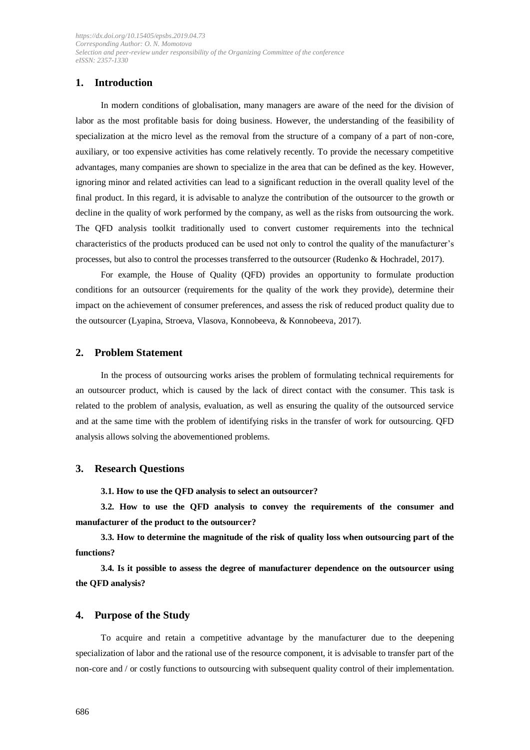## 1. Introduction

In modern conditions of globalisation, many managers are aware of the need for the division of labor as the most profitable basis for doing business. However, the understanding of the feasibility of specialization at the micro level as the removal from the structure of a company of a part of non-core, auxiliary, or too expensive activities has come relatively recently. To provide the necessary competitive advantages, many companies are shown to specialize in the area that can be defined as the key. However, ignoring minor and related activities can lead to a significant reduction in the overall quality level of the final product. In this regard, it is advisable to analyze the contribution of the outsourcer to the growth or decline in the quality of work performed by the company, as well as the risks from outsourcing the work. The QFD analysis toolkit traditionally used to convert customer requirements into the technical characteristics of the products produced can be used not only to control the quality of the manufacturer's processes, but also to control the processes transferred to the outsourcer (Rudenko & Hochradel, 2017).

For example, the House of Quality (QFD) provides an opportunity to formulate production conditions for an outsourcer (requirements for the quality of the work they provide), determine their impact on the achievement of consumer preferences, and assess the risk of reduced product quality due to the outsourcer (Lyapina, Stroeva, Vlasova, Konnobeeva, & Konnobeeva, 2017).

## 2. Problem Statement

In the process of outsourcing works arises the problem of formulating technical requirements for an outsourcer product, which is caused by the lack of direct contact with the consumer. This task is related to the problem of analysis, evaluation, as well as ensuring the quality of the outsourced service and at the same time with the problem of identifying risks in the transfer of work for outsourcing. QFD analysis allows solving the abovementioned problems.

## 3. Research Questions

**3.1. How to use the QFD analysis to select an outsourcer?**

**3.2. How to use the QFD analysis to convey the requirements of the consumer and manufacturer of the product to the outsourcer?**

**3.3. How to determine the magnitude of the risk of quality loss when outsourcing part of the functions?**

**3.4. Is it possible to assess the degree of manufacturer dependence on the outsourcer using the QFD analysis?**

## 4. Purpose of the Study

To acquire and retain a competitive advantage by the manufacturer due to the deepening specialization of labor and the rational use of the resource component, it is advisable to transfer part of the non-core and / or costly functions to outsourcing with subsequent quality control of their implementation.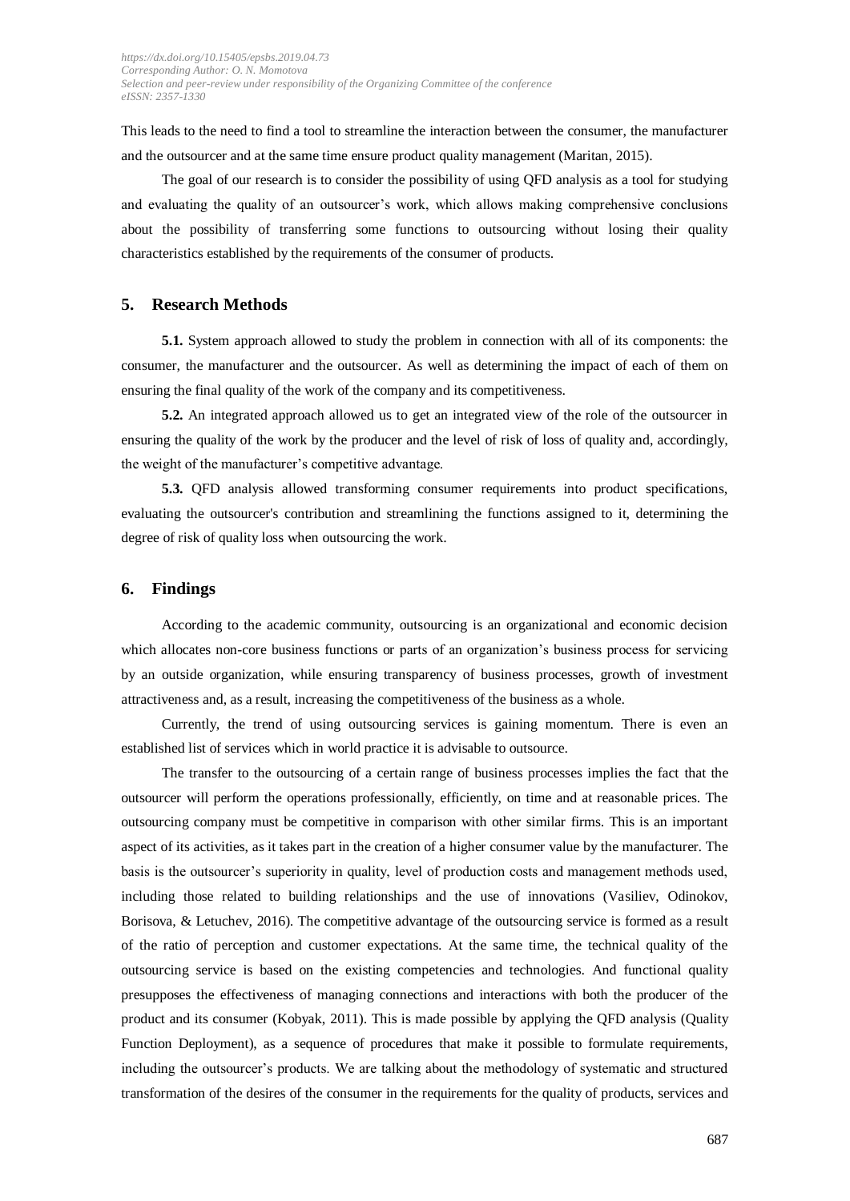This leads to the need to find a tool to streamline the interaction between the consumer, the manufacturer and the outsourcer and at the same time ensure product quality management (Maritan, 2015).

The goal of our research is to consider the possibility of using QFD analysis as a tool for studying and evaluating the quality of an outsourcer's work, which allows making comprehensive conclusions about the possibility of transferring some functions to outsourcing without losing their quality characteristics established by the requirements of the consumer of products.

## 5. Research Methods

**5.1.** System approach allowed to study the problem in connection with all of its components: the consumer, the manufacturer and the outsourcer. As well as determining the impact of each of them on ensuring the final quality of the work of the company and its competitiveness.

**5.2.** An integrated approach allowed us to get an integrated view of the role of the outsourcer in ensuring the quality of the work by the producer and the level of risk of loss of quality and, accordingly, the weight of the manufacturer's competitive advantage.

**5.3.** QFD analysis allowed transforming consumer requirements into product specifications, evaluating the outsourcer's contribution and streamlining the functions assigned to it, determining the degree of risk of quality loss when outsourcing the work.

## 6. Findings

According to the academic community, outsourcing is an organizational and economic decision which allocates non-core business functions or parts of an organization's business process for servicing by an outside organization, while ensuring transparency of business processes, growth of investment attractiveness and, as a result, increasing the competitiveness of the business as a whole.

Currently, the trend of using outsourcing services is gaining momentum. There is even an established list of services which in world practice it is advisable to outsource.

The transfer to the outsourcing of a certain range of business processes implies the fact that the outsourcer will perform the operations professionally, efficiently, on time and at reasonable prices. The outsourcing company must be competitive in comparison with other similar firms. This is an important aspect of its activities, as it takes part in the creation of a higher consumer value by the manufacturer. The basis is the outsourcer's superiority in quality, level of production costs and management methods used, including those related to building relationships and the use of innovations (Vasiliev, Odinokov, Borisova, & Letuchev, 2016). The competitive advantage of the outsourcing service is formed as a result of the ratio of perception and customer expectations. At the same time, the technical quality of the outsourcing service is based on the existing competencies and technologies. And functional quality presupposes the effectiveness of managing connections and interactions with both the producer of the product and its consumer (Kobyak, 2011). This is made possible by applying the QFD analysis (Quality Function Deployment), as a sequence of procedures that make it possible to formulate requirements, including the outsourcer's products. We are talking about the methodology of systematic and structured transformation of the desires of the consumer in the requirements for the quality of products, services and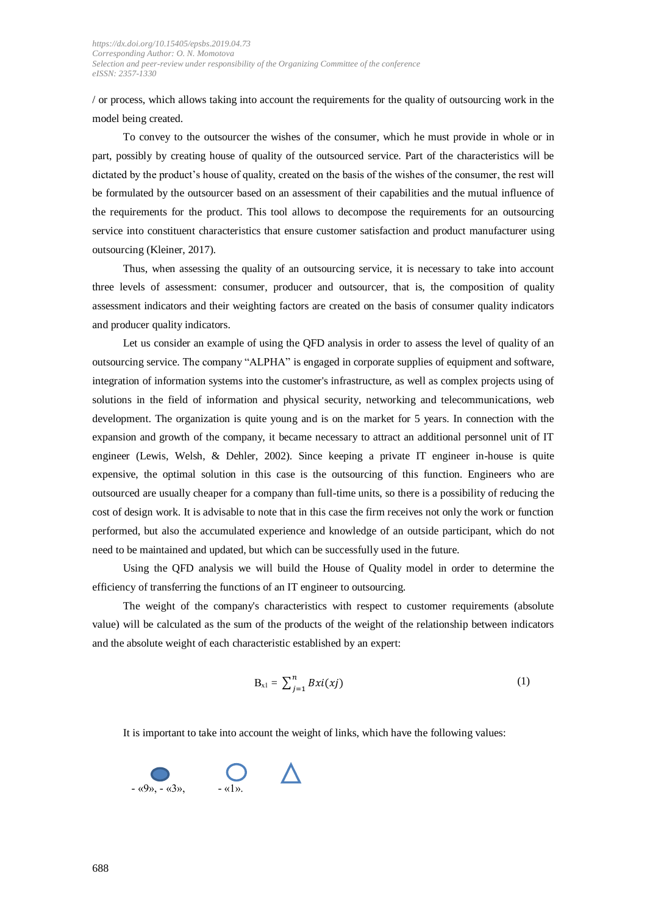/ or process, which allows taking into account the requirements for the quality of outsourcing work in the model being created.

To convey to the outsourcer the wishes of the consumer, which he must provide in whole or in part, possibly by creating house of quality of the outsourced service. Part of the characteristics will be dictated by the product's house of quality, created on the basis of the wishes of the consumer, the rest will be formulated by the outsourcer based on an assessment of their capabilities and the mutual influence of the requirements for the product. This tool allows to decompose the requirements for an outsourcing service into constituent characteristics that ensure customer satisfaction and product manufacturer using outsourcing (Kleiner, 2017).

Thus, when assessing the quality of an outsourcing service, it is necessary to take into account three levels of assessment: consumer, producer and outsourcer, that is, the composition of quality assessment indicators and their weighting factors are created on the basis of consumer quality indicators and producer quality indicators.

Let us consider an example of using the QFD analysis in order to assess the level of quality of an outsourcing service. The company "ALPHA" is engaged in corporate supplies of equipment and software, integration of information systems into the customer's infrastructure, as well as complex projects using of solutions in the field of information and physical security, networking and telecommunications, web development. The organization is quite young and is on the market for 5 years. In connection with the expansion and growth of the company, it became necessary to attract an additional personnel unit of IT engineer (Lewis, Welsh, & Dehler, 2002). Since keeping a private IT engineer in-house is quite expensive, the optimal solution in this case is the outsourcing of this function. Engineers who are outsourced are usually cheaper for a company than full-time units, so there is a possibility of reducing the cost of design work. It is advisable to note that in this case the firm receives not only the work or function performed, but also the accumulated experience and knowledge of an outside participant, which do not need to be maintained and updated, but which can be successfully used in the future.

Using the QFD analysis we will build the House of Quality model in order to determine the efficiency of transferring the functions of an IT engineer to outsourcing.

The weight of the company's characteristics with respect to customer requirements (absolute value) will be calculated as the sum of the products of the weight of the relationship between indicators and the absolute weight of each characteristic established by an expert:

$$B_{x1} = \sum_{j=1}^{n} Bxi(xj) \qquad (1)$$

It is important to take into account the weight of links, which have the following values:

● - «9», ○ - «3», △ - «1».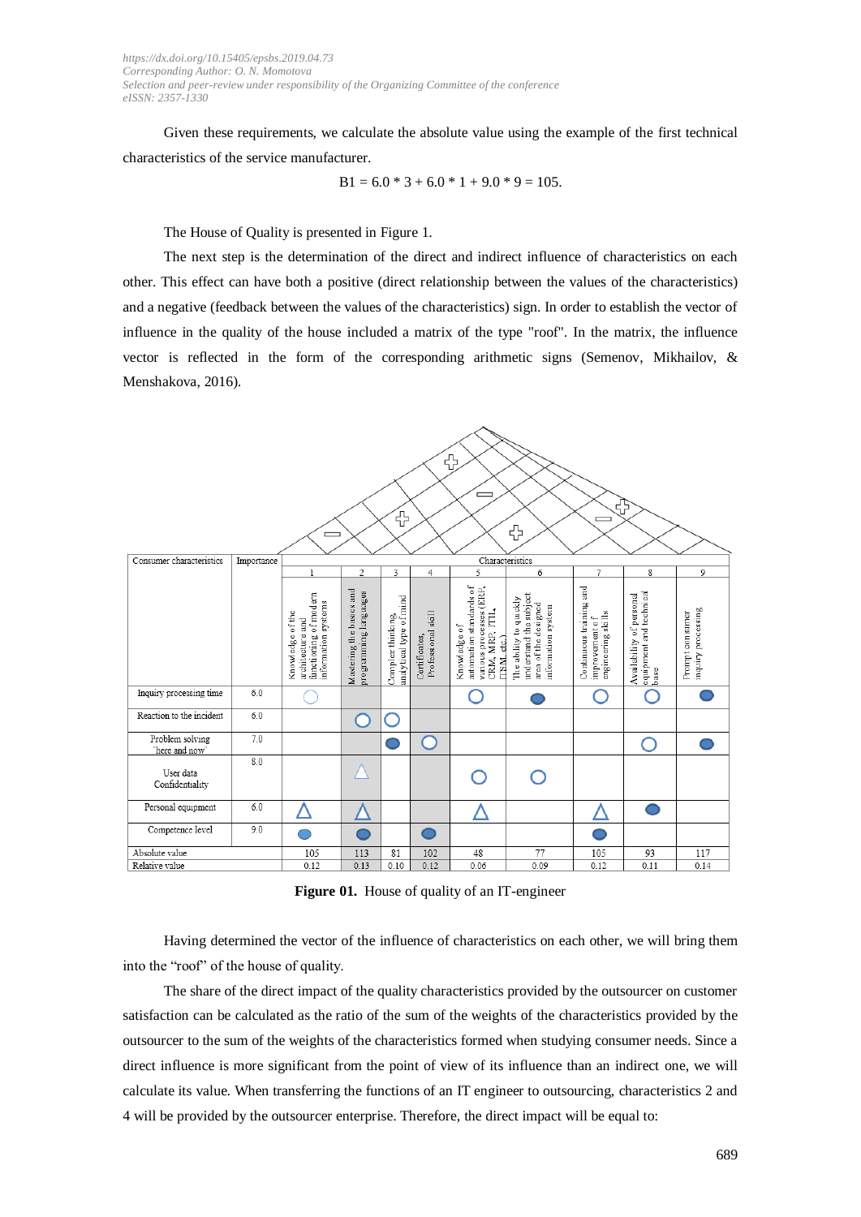Given these requirements, we calculate the absolute value using the example of the first technical characteristics of the service manufacturer.

$$B1 = 6.0 * 3 + 6.0 * 1 + 9.0 * 9 = 105.$$

The House of Quality is presented in Figure 1.

The next step is the determination of the direct and indirect influence of characteristics on each other. This effect can have both a positive (direct relationship between the values of the characteristics) and a negative (feedback between the values of the characteristics) sign. In order to establish the vector of influence in the quality of the house included a matrix of the type "roof". In the matrix, the influence vector is reflected in the form of the corresponding arithmetic signs (Semenov, Mikhailov, & Menshakova, 2016).

| Consumer characteristics | Importance | Characteristics | | | | | | | | |
|---|---|---|---|---|---|---|---|---|---|---|
| | | 1 | 2 | 3 | 4 | 5 | 6 | 7 | 8 | 9 |
| | | Knowledge of the architecture and functioning of modern information systems | Mastering the basics and programming languages | Complex thinking, analytical type of mind | Certificates, Professional skill | Knowledge of automation standards of various processes (ERP, CRM, MRP, ITIL, ITSM, etc.) | The ability to quickly understand the subject area of the designed information system | Continuous training and improvement of engineering skills | Availability of personal equipment and technical base | Prompt consumer inquiry processing |
| Inquiry processing time | 6.0 | ○ | | | | ○ | ● | ○ | ○ | ● |
| Reaction to the incident | 6.0 | | ○ | ○ | | | | | | |
| Problem solving "here and now" | 7.0 | | | ● | ○ | | | | ○ | ● |
| User data Confidentiality | 8.0 | | △ | | | ○ | ○ | | | |
| Personal equipment | 6.0 | △ | △ | | | △ | | △ | ● | |
| Competence level | 9.0 | ● | ● | | ● | | | ● | | |
| Absolute value | | 105 | 113 | 81 | 102 | 48 | 77 | 105 | 93 | 117 |
| Relative value | | 0.12 | 0.13 | 0.10 | 0.12 | 0.06 | 0.09 | 0.12 | 0.11 | 0.14 |

**Figure 01.** House of quality of an IT-engineer

Having determined the vector of the influence of characteristics on each other, we will bring them into the "roof" of the house of quality.

The share of the direct impact of the quality characteristics provided by the outsourcer on customer satisfaction can be calculated as the ratio of the sum of the weights of the characteristics provided by the outsourcer to the sum of the weights of the characteristics formed when studying consumer needs. Since a direct influence is more significant from the point of view of its influence than an indirect one, we will calculate its value. When transferring the functions of an IT engineer to outsourcing, characteristics 2 and 4 will be provided by the outsourcer enterprise. Therefore, the direct impact will be equal to: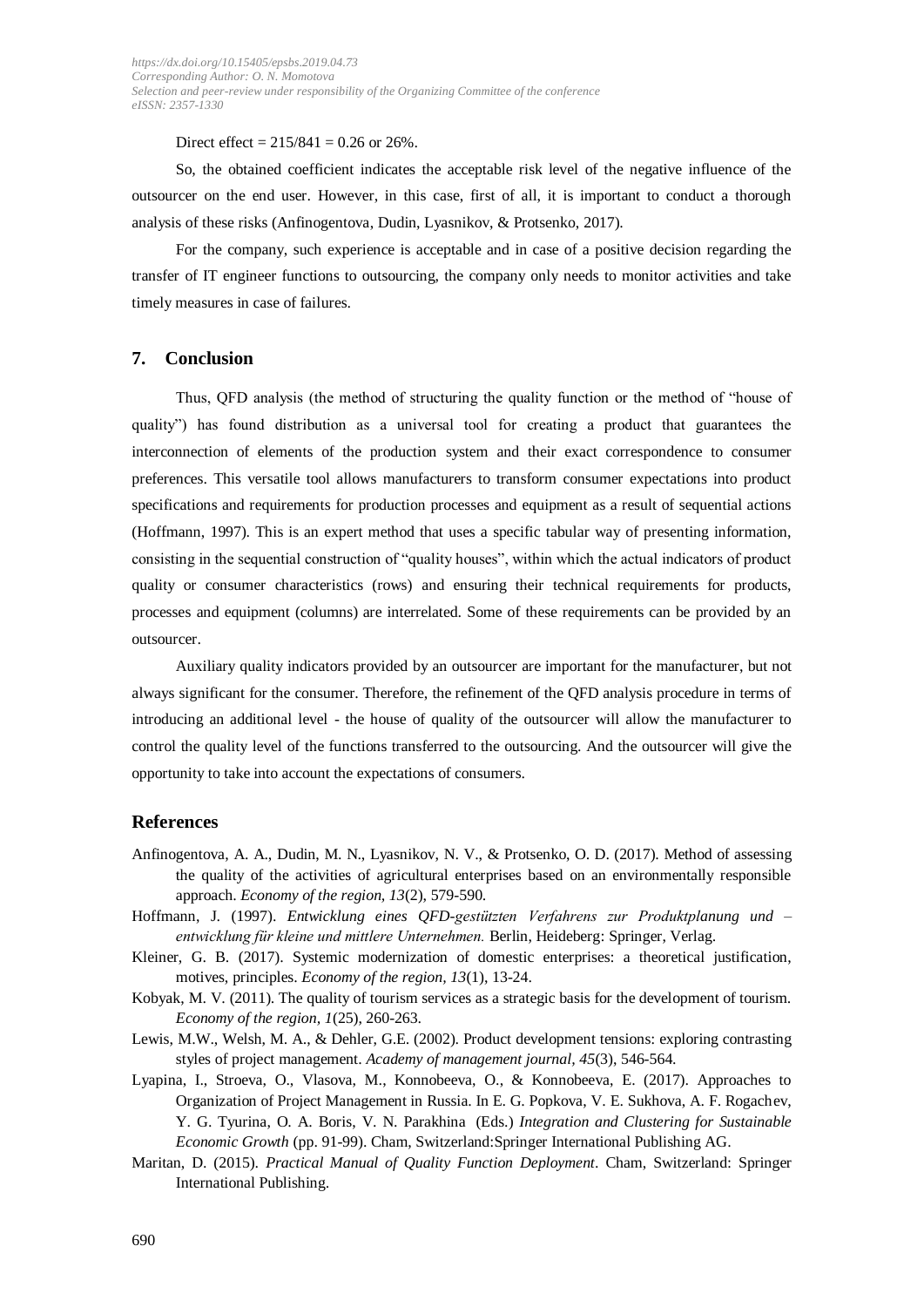Direct effect = 215/841 = 0.26 or 26%.

So, the obtained coefficient indicates the acceptable risk level of the negative influence of the outsourcer on the end user. However, in this case, first of all, it is important to conduct a thorough analysis of these risks (Anfinogentova, Dudin, Lyasnikov, & Protsenko, 2017).

For the company, such experience is acceptable and in case of a positive decision regarding the transfer of IT engineer functions to outsourcing, the company only needs to monitor activities and take timely measures in case of failures.

## 7. Conclusion

Thus, QFD analysis (the method of structuring the quality function or the method of "house of quality") has found distribution as a universal tool for creating a product that guarantees the interconnection of elements of the production system and their exact correspondence to consumer preferences. This versatile tool allows manufacturers to transform consumer expectations into product specifications and requirements for production processes and equipment as a result of sequential actions (Hoffmann, 1997). This is an expert method that uses a specific tabular way of presenting information, consisting in the sequential construction of "quality houses", within which the actual indicators of product quality or consumer characteristics (rows) and ensuring their technical requirements for products, processes and equipment (columns) are interrelated. Some of these requirements can be provided by an outsourcer.

Auxiliary quality indicators provided by an outsourcer are important for the manufacturer, but not always significant for the consumer. Therefore, the refinement of the QFD analysis procedure in terms of introducing an additional level - the house of quality of the outsourcer will allow the manufacturer to control the quality level of the functions transferred to the outsourcing. And the outsourcer will give the opportunity to take into account the expectations of consumers.

## References

Anfinogentova, A. A., Dudin, M. N., Lyasnikov, N. V., & Protsenko, O. D. (2017). Method of assessing the quality of the activities of agricultural enterprises based on an environmentally responsible approach. *Economy of the region, 13*(2), 579-590.

Hoffmann, J. (1997). *Entwicklung eines QFD-gestützten Verfahrens zur Produktplanung und – entwicklung für kleine und mittlere Unternehmen.* Berlin, Heideberg: Springer, Verlag.

Kleiner, G. B. (2017). Systemic modernization of domestic enterprises: a theoretical justification, motives, principles. *Economy of the region, 13*(1), 13-24.

Kobyak, M. V. (2011). The quality of tourism services as a strategic basis for the development of tourism. *Economy of the region, 1*(25), 260-263.

Lewis, M.W., Welsh, M. A., & Dehler, G.E. (2002). Product development tensions: exploring contrasting styles of project management. *Academy of management journal, 45*(3), 546-564.

Lyapina, I., Stroeva, O., Vlasova, M., Konnobeeva, O., & Konnobeeva, E. (2017). Approaches to Organization of Project Management in Russia. In E. G. Popkova, V. E. Sukhova, A. F. Rogachev, Y. G. Tyurina, O. A. Boris, V. N. Parakhina (Eds.) *Integration and Clustering for Sustainable Economic Growth* (pp. 91-99). Cham, Switzerland:Springer International Publishing AG.

Maritan, D. (2015). *Practical Manual of Quality Function Deployment*. Cham, Switzerland: Springer International Publishing.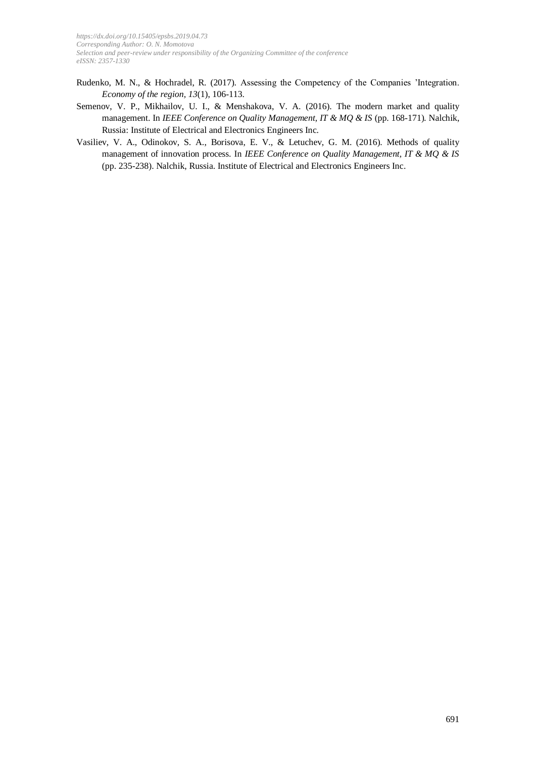Rudenko, M. N., & Hochradel, R. (2017). Assessing the Competency of the Companies 'Integration. *Economy of the region, 13*(1), 106-113.

Semenov, V. P., Mikhailov, U. I., & Menshakova, V. A. (2016). The modern market and quality management. In *IEEE Conference on Quality Management, IT & MQ & IS* (pp. 168-171). Nalchik, Russia: Institute of Electrical and Electronics Engineers Inc.

Vasiliev, V. A., Odinokov, S. A., Borisova, E. V., & Letuchev, G. M. (2016). Methods of quality management of innovation process. In *IEEE Conference on Quality Management, IT & MQ & IS* (pp. 235-238). Nalchik, Russia. Institute of Electrical and Electronics Engineers Inc.